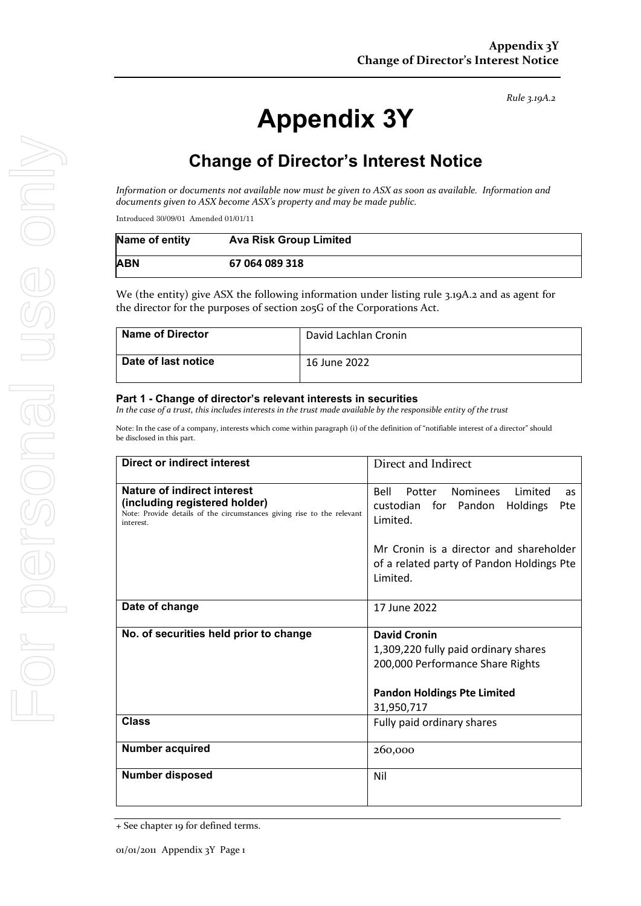*Rule 3.19A.2*

# Appendix 3Y

## Change of Director's Interest Notice

*Information or documents not available now must be given to ASX as soon as available. Information and documents given to ASX become ASX's property and may be made public.*

Introduced 30/09/01 Amended 01/01/11

| Name of entity | Ava Risk Group Limited |
|---|---|
| **ABN** | **67 064 089 318** |

We (the entity) give ASX the following information under listing rule 3.19A.2 and as agent for the director for the purposes of section 205G of the Corporations Act.

| Name of Director | David Lachlan Cronin |
|---|---|
| **Date of last notice** | 16 June 2022 |

#### Part 1 - Change of director's relevant interests in securities

*In the case of a trust, this includes interests in the trust made available by the responsible entity of the trust*

Note: In the case of a company, interests which come within paragraph (i) of the definition of "notifiable interest of a director" should be disclosed in this part.

| Direct or indirect interest | Direct and Indirect |
|---|---|
| **Nature of indirect interest (including registered holder)**<br>Note: Provide details of the circumstances giving rise to the relevant interest. | Bell Potter Nominees Limited as custodian for Pandon Holdings Pte Limited.<br><br>Mr Cronin is a director and shareholder of a related party of Pandon Holdings Pte Limited. |
| **Date of change** | 17 June 2022 |
| **No. of securities held prior to change** | **David Cronin**<br>1,309,220 fully paid ordinary shares<br>200,000 Performance Share Rights<br><br>**Pandon Holdings Pte Limited**<br>31,950,717 |
| **Class** | Fully paid ordinary shares |
| **Number acquired** | 260,000 |
| **Number disposed** | Nil |

+ See chapter 19 for defined terms.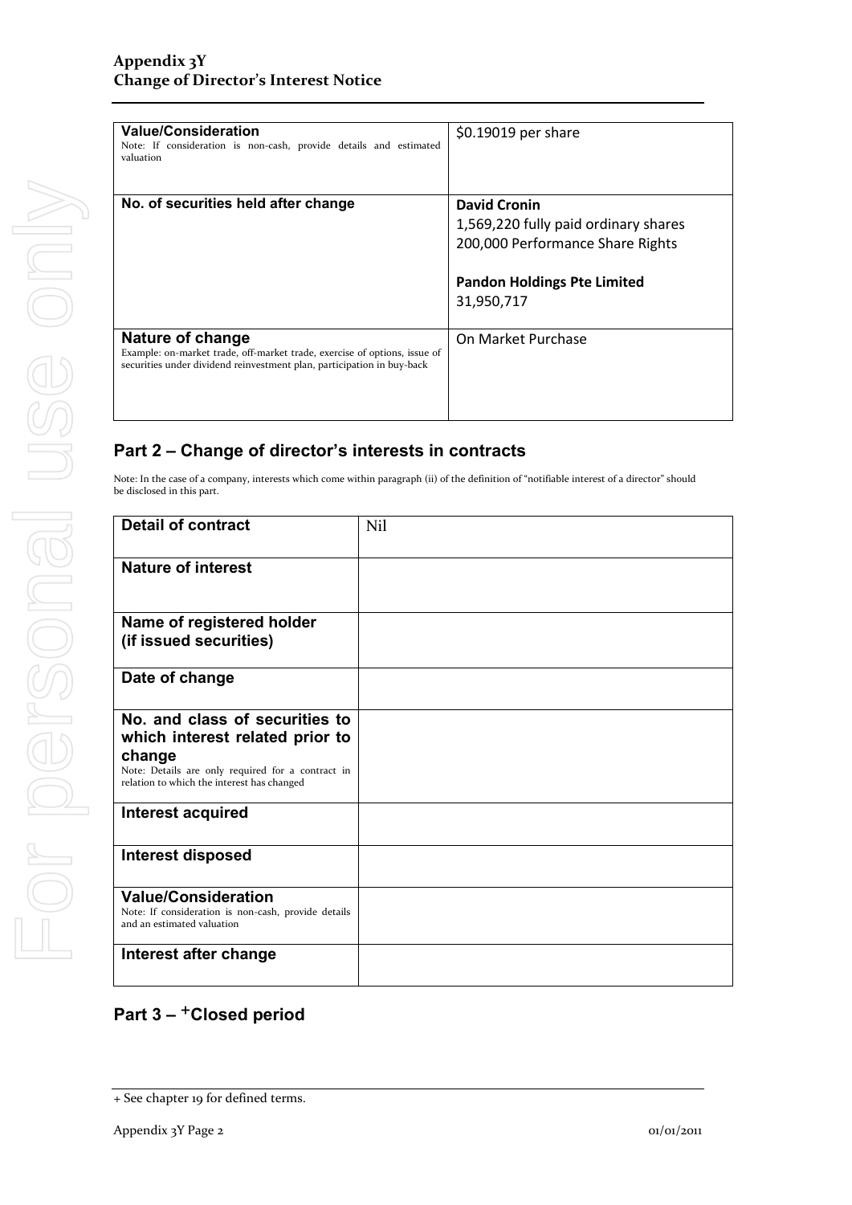| Value/Consideration<br>Note: If consideration is non-cash, provide details and estimated valuation | $0.19019 per share |
| --- | --- |
| No. of securities held after change | **David Cronin**<br>1,569,220 fully paid ordinary shares<br>200,000 Performance Share Rights<br><br>**Pandon Holdings Pte Limited**<br>31,950,717 |
| Nature of change<br>Example: on-market trade, off-market trade, exercise of options, issue of securities under dividend reinvestment plan, participation in buy-back | On Market Purchase |

## Part 2 – Change of director's interests in contracts

Note: In the case of a company, interests which come within paragraph (ii) of the definition of "notifiable interest of a director" should be disclosed in this part.

| Detail of contract | Nil |
| --- | --- |
| Nature of interest | |
| Name of registered holder (if issued securities) | |
| Date of change | |
| No. and class of securities to which interest related prior to change<br>Note: Details are only required for a contract in relation to which the interest has changed | |
| Interest acquired | |
| Interest disposed | |
| Value/Consideration<br>Note: If consideration is non-cash, provide details and an estimated valuation | |
| Interest after change | |

## Part 3 – +Closed period

+ See chapter 19 for defined terms.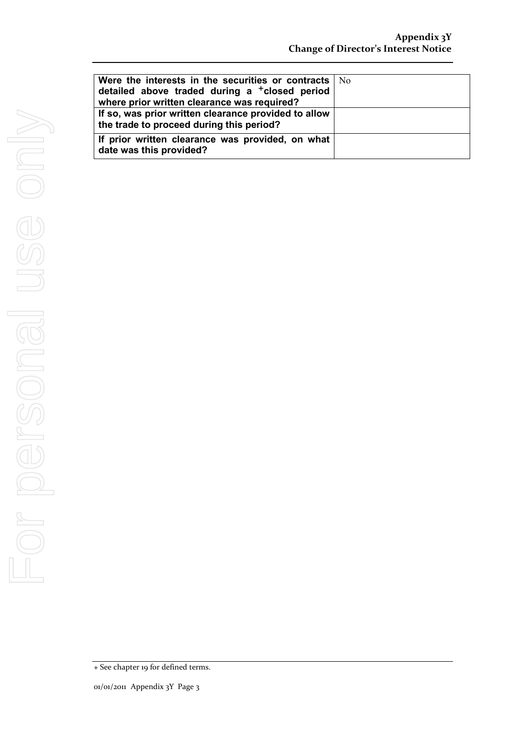| | |
|---|---|
| **Were the interests in the securities or contracts detailed above traded during a +closed period where prior written clearance was required?** | No |
| **If so, was prior written clearance provided to allow the trade to proceed during this period?** | |
| **If prior written clearance was provided, on what date was this provided?** | |

+ See chapter 19 for defined terms.